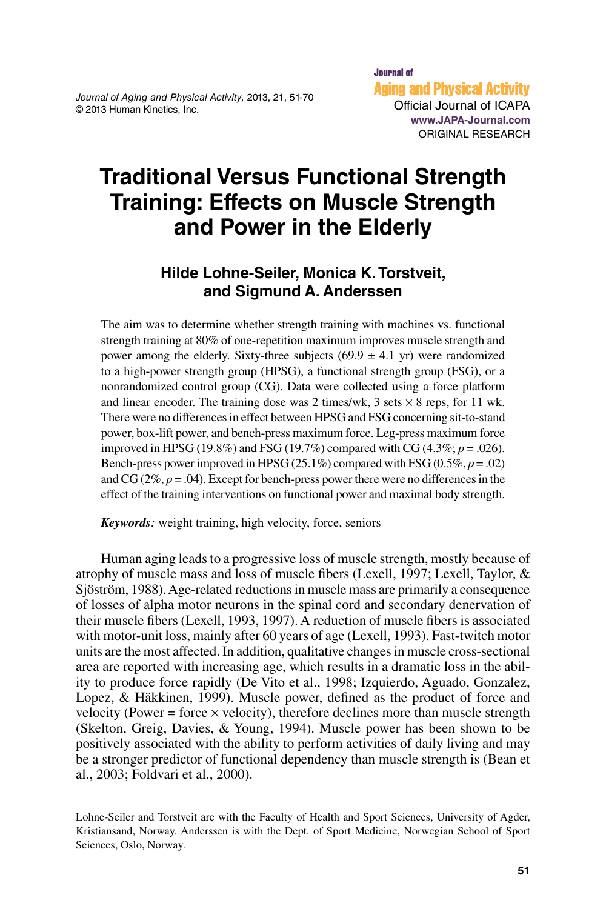Journal of Aging and Physical Activity, 2013, 21, 51-70
© 2013 Human Kinetics, Inc.

Journal of Aging and Physical Activity
Official Journal of ICAPA
www.JAPA-Journal.com
ORIGINAL RESEARCH

# Traditional Versus Functional Strength Training: Effects on Muscle Strength and Power in the Elderly

**Hilde Lohne-Seiler, Monica K. Torstveit, and Sigmund A. Anderssen**

The aim was to determine whether strength training with machines vs. functional strength training at 80% of one-repetition maximum improves muscle strength and power among the elderly. Sixty-three subjects (69.9 ± 4.1 yr) were randomized to a high-power strength group (HPSG), a functional strength group (FSG), or a nonrandomized control group (CG). Data were collected using a force platform and linear encoder. The training dose was 2 times/wk, 3 sets × 8 reps, for 11 wk. There were no differences in effect between HPSG and FSG concerning sit-to-stand power, box-lift power, and bench-press maximum force. Leg-press maximum force improved in HPSG (19.8%) and FSG (19.7%) compared with CG (4.3%; $p = .026$). Bench-press power improved in HPSG (25.1%) compared with FSG (0.5%, $p = .02$) and CG (2%, $p = .04$). Except for bench-press power there were no differences in the effect of the training interventions on functional power and maximal body strength.

***Keywords**:* weight training, high velocity, force, seniors

Human aging leads to a progressive loss of muscle strength, mostly because of atrophy of muscle mass and loss of muscle fibers (Lexell, 1997; Lexell, Taylor, & Sjöström, 1988). Age-related reductions in muscle mass are primarily a consequence of losses of alpha motor neurons in the spinal cord and secondary denervation of their muscle fibers (Lexell, 1993, 1997). A reduction of muscle fibers is associated with motor-unit loss, mainly after 60 years of age (Lexell, 1993). Fast-twitch motor units are the most affected. In addition, qualitative changes in muscle cross-sectional area are reported with increasing age, which results in a dramatic loss in the ability to produce force rapidly (De Vito et al., 1998; Izquierdo, Aguado, Gonzalez, Lopez, & Häkkinen, 1999). Muscle power, defined as the product of force and velocity (Power = force × velocity), therefore declines more than muscle strength (Skelton, Greig, Davies, & Young, 1994). Muscle power has been shown to be positively associated with the ability to perform activities of daily living and may be a stronger predictor of functional dependency than muscle strength is (Bean et al., 2003; Foldvari et al., 2000).

---

Lohne-Seiler and Torstveit are with the Faculty of Health and Sport Sciences, University of Agder, Kristiansand, Norway. Anderssen is with the Dept. of Sport Medicine, Norwegian School of Sport Sciences, Oslo, Norway.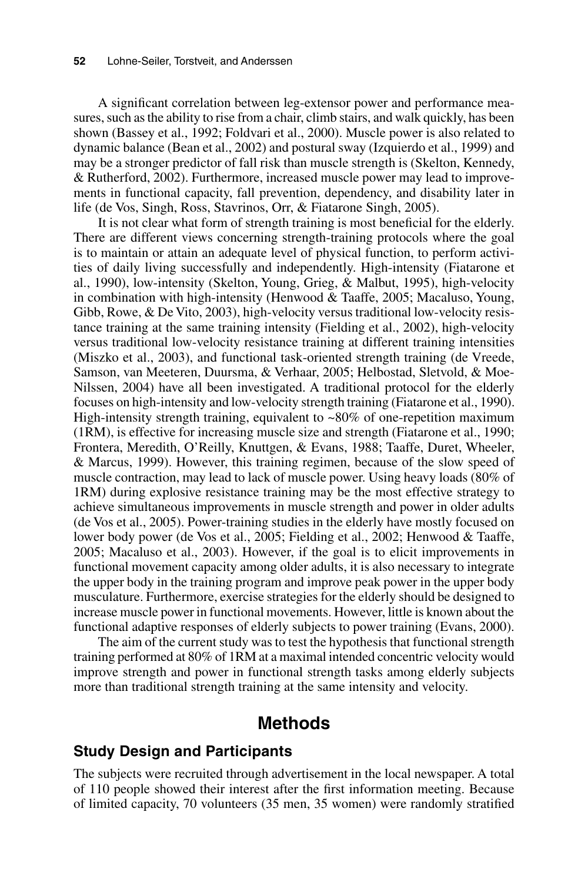A significant correlation between leg-extensor power and performance measures, such as the ability to rise from a chair, climb stairs, and walk quickly, has been shown (Bassey et al., 1992; Foldvari et al., 2000). Muscle power is also related to dynamic balance (Bean et al., 2002) and postural sway (Izquierdo et al., 1999) and may be a stronger predictor of fall risk than muscle strength is (Skelton, Kennedy, & Rutherford, 2002). Furthermore, increased muscle power may lead to improvements in functional capacity, fall prevention, dependency, and disability later in life (de Vos, Singh, Ross, Stavrinos, Orr, & Fiatarone Singh, 2005).

It is not clear what form of strength training is most beneficial for the elderly. There are different views concerning strength-training protocols where the goal is to maintain or attain an adequate level of physical function, to perform activities of daily living successfully and independently. High-intensity (Fiatarone et al., 1990), low-intensity (Skelton, Young, Grieg, & Malbut, 1995), high-velocity in combination with high-intensity (Henwood & Taaffe, 2005; Macaluso, Young, Gibb, Rowe, & De Vito, 2003), high-velocity versus traditional low-velocity resistance training at the same training intensity (Fielding et al., 2002), high-velocity versus traditional low-velocity resistance training at different training intensities (Miszko et al., 2003), and functional task-oriented strength training (de Vreede, Samson, van Meeteren, Duursma, & Verhaar, 2005; Helbostad, Sletvold, & Moe-Nilssen, 2004) have all been investigated. A traditional protocol for the elderly focuses on high-intensity and low-velocity strength training (Fiatarone et al., 1990). High-intensity strength training, equivalent to ~80% of one-repetition maximum (1RM), is effective for increasing muscle size and strength (Fiatarone et al., 1990; Frontera, Meredith, O'Reilly, Knuttgen, & Evans, 1988; Taaffe, Duret, Wheeler, & Marcus, 1999). However, this training regimen, because of the slow speed of muscle contraction, may lead to lack of muscle power. Using heavy loads (80% of 1RM) during explosive resistance training may be the most effective strategy to achieve simultaneous improvements in muscle strength and power in older adults (de Vos et al., 2005). Power-training studies in the elderly have mostly focused on lower body power (de Vos et al., 2005; Fielding et al., 2002; Henwood & Taaffe, 2005; Macaluso et al., 2003). However, if the goal is to elicit improvements in functional movement capacity among older adults, it is also necessary to integrate the upper body in the training program and improve peak power in the upper body musculature. Furthermore, exercise strategies for the elderly should be designed to increase muscle power in functional movements. However, little is known about the functional adaptive responses of elderly subjects to power training (Evans, 2000).

The aim of the current study was to test the hypothesis that functional strength training performed at 80% of 1RM at a maximal intended concentric velocity would improve strength and power in functional strength tasks among elderly subjects more than traditional strength training at the same intensity and velocity.

# Methods

## Study Design and Participants

The subjects were recruited through advertisement in the local newspaper. A total of 110 people showed their interest after the first information meeting. Because of limited capacity, 70 volunteers (35 men, 35 women) were randomly stratified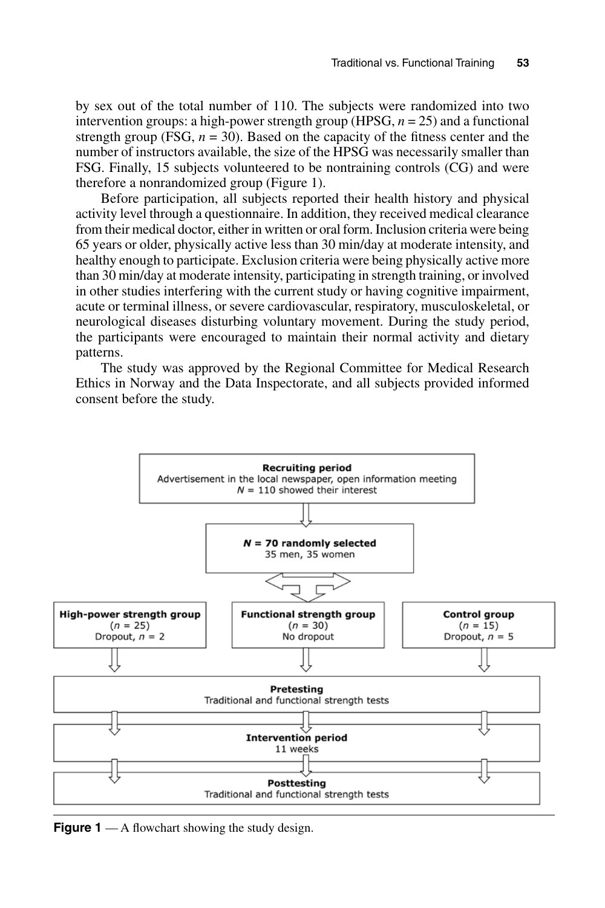by sex out of the total number of 110. The subjects were randomized into two intervention groups: a high-power strength group (HPSG, $n = 25$) and a functional strength group (FSG, $n = 30$). Based on the capacity of the fitness center and the number of instructors available, the size of the HPSG was necessarily smaller than FSG. Finally, 15 subjects volunteered to be nontraining controls (CG) and were therefore a nonrandomized group (Figure 1).

Before participation, all subjects reported their health history and physical activity level through a questionnaire. In addition, they received medical clearance from their medical doctor, either in written or oral form. Inclusion criteria were being 65 years or older, physically active less than 30 min/day at moderate intensity, and healthy enough to participate. Exclusion criteria were being physically active more than 30 min/day at moderate intensity, participating in strength training, or involved in other studies interfering with the current study or having cognitive impairment, acute or terminal illness, or severe cardiovascular, respiratory, musculoskeletal, or neurological diseases disturbing voluntary movement. During the study period, the participants were encouraged to maintain their normal activity and dietary patterns.

The study was approved by the Regional Committee for Medical Research Ethics in Norway and the Data Inspectorate, and all subjects provided informed consent before the study.

**Recruiting period**
Advertisement in the local newspaper, open information meeting
$N = 110$ showed their interest

↓

**$N = 70$ randomly selected**
35 men, 35 women

↓

| **High-power strength group** | **Functional strength group** | **Control group** |
|---|---|---|
| ($n = 25$) | ($n = 30$) | ($n = 15$) |
| Dropout, $n = 2$ | No dropout | Dropout, $n = 5$ |

↓

**Pretesting**
Traditional and functional strength tests

↓

**Intervention period**
11 weeks

↓

**Posttesting**
Traditional and functional strength tests

**Figure 1** — A flowchart showing the study design.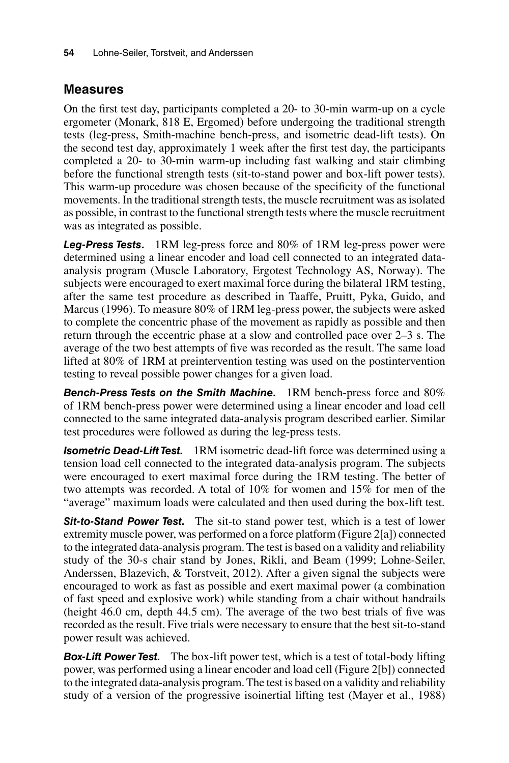## Measures

On the first test day, participants completed a 20- to 30-min warm-up on a cycle ergometer (Monark, 818 E, Ergomed) before undergoing the traditional strength tests (leg-press, Smith-machine bench-press, and isometric dead-lift tests). On the second test day, approximately 1 week after the first test day, the participants completed a 20- to 30-min warm-up including fast walking and stair climbing before the functional strength tests (sit-to-stand power and box-lift power tests). This warm-up procedure was chosen because of the specificity of the functional movements. In the traditional strength tests, the muscle recruitment was as isolated as possible, in contrast to the functional strength tests where the muscle recruitment was as integrated as possible.

***Leg-Press Tests.*** 1RM leg-press force and 80% of 1RM leg-press power were determined using a linear encoder and load cell connected to an integrated data-analysis program (Muscle Laboratory, Ergotest Technology AS, Norway). The subjects were encouraged to exert maximal force during the bilateral 1RM testing, after the same test procedure as described in Taaffe, Pruitt, Pyka, Guido, and Marcus (1996). To measure 80% of 1RM leg-press power, the subjects were asked to complete the concentric phase of the movement as rapidly as possible and then return through the eccentric phase at a slow and controlled pace over 2–3 s. The average of the two best attempts of five was recorded as the result. The same load lifted at 80% of 1RM at preintervention testing was used on the postintervention testing to reveal possible power changes for a given load.

***Bench-Press Tests on the Smith Machine.*** 1RM bench-press force and 80% of 1RM bench-press power were determined using a linear encoder and load cell connected to the same integrated data-analysis program described earlier. Similar test procedures were followed as during the leg-press tests.

***Isometric Dead-Lift Test.*** 1RM isometric dead-lift force was determined using a tension load cell connected to the integrated data-analysis program. The subjects were encouraged to exert maximal force during the 1RM testing. The better of two attempts was recorded. A total of 10% for women and 15% for men of the "average" maximum loads were calculated and then used during the box-lift test.

***Sit-to-Stand Power Test.*** The sit-to stand power test, which is a test of lower extremity muscle power, was performed on a force platform (Figure 2[a]) connected to the integrated data-analysis program. The test is based on a validity and reliability study of the 30-s chair stand by Jones, Rikli, and Beam (1999; Lohne-Seiler, Anderssen, Blazevich, & Torstveit, 2012). After a given signal the subjects were encouraged to work as fast as possible and exert maximal power (a combination of fast speed and explosive work) while standing from a chair without handrails (height 46.0 cm, depth 44.5 cm). The average of the two best trials of five was recorded as the result. Five trials were necessary to ensure that the best sit-to-stand power result was achieved.

***Box-Lift Power Test.*** The box-lift power test, which is a test of total-body lifting power, was performed using a linear encoder and load cell (Figure 2[b]) connected to the integrated data-analysis program. The test is based on a validity and reliability study of a version of the progressive isoinertial lifting test (Mayer et al., 1988)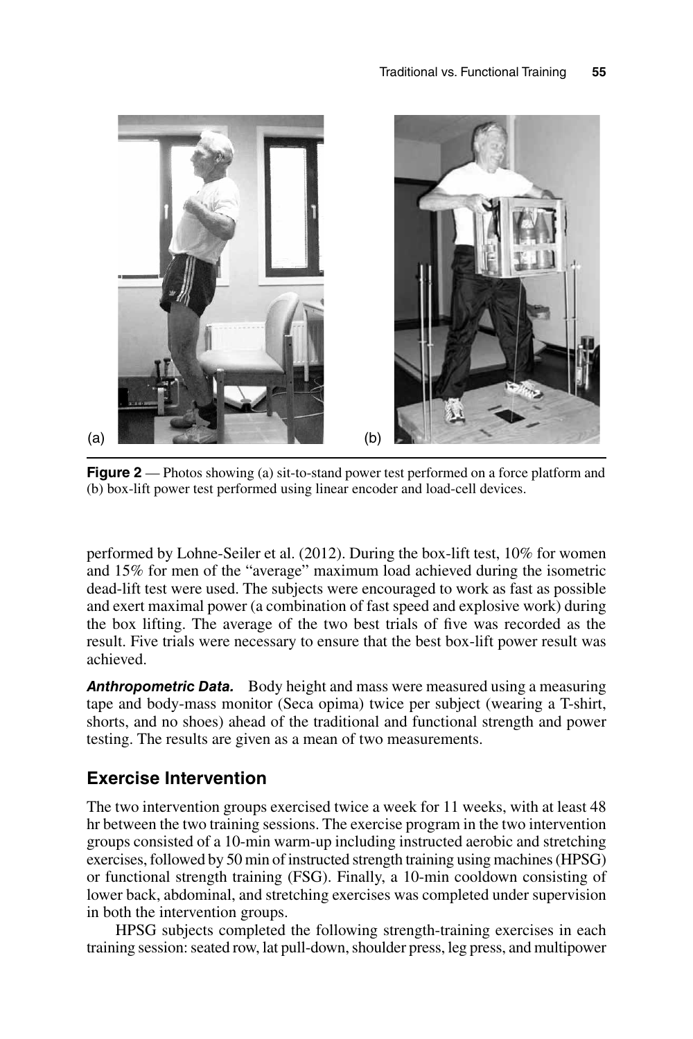**Figure 2** — Photos showing (a) sit-to-stand power test performed on a force platform and (b) box-lift power test performed using linear encoder and load-cell devices.

performed by Lohne-Seiler et al. (2012). During the box-lift test, 10% for women and 15% for men of the "average" maximum load achieved during the isometric dead-lift test were used. The subjects were encouraged to work as fast as possible and exert maximal power (a combination of fast speed and explosive work) during the box lifting. The average of the two best trials of five was recorded as the result. Five trials were necessary to ensure that the best box-lift power result was achieved.

***Anthropometric Data.*** Body height and mass were measured using a measuring tape and body-mass monitor (Seca opima) twice per subject (wearing a T-shirt, shorts, and no shoes) ahead of the traditional and functional strength and power testing. The results are given as a mean of two measurements.

## Exercise Intervention

The two intervention groups exercised twice a week for 11 weeks, with at least 48 hr between the two training sessions. The exercise program in the two intervention groups consisted of a 10-min warm-up including instructed aerobic and stretching exercises, followed by 50 min of instructed strength training using machines (HPSG) or functional strength training (FSG). Finally, a 10-min cooldown consisting of lower back, abdominal, and stretching exercises was completed under supervision in both the intervention groups.

HPSG subjects completed the following strength-training exercises in each training session: seated row, lat pull-down, shoulder press, leg press, and multipower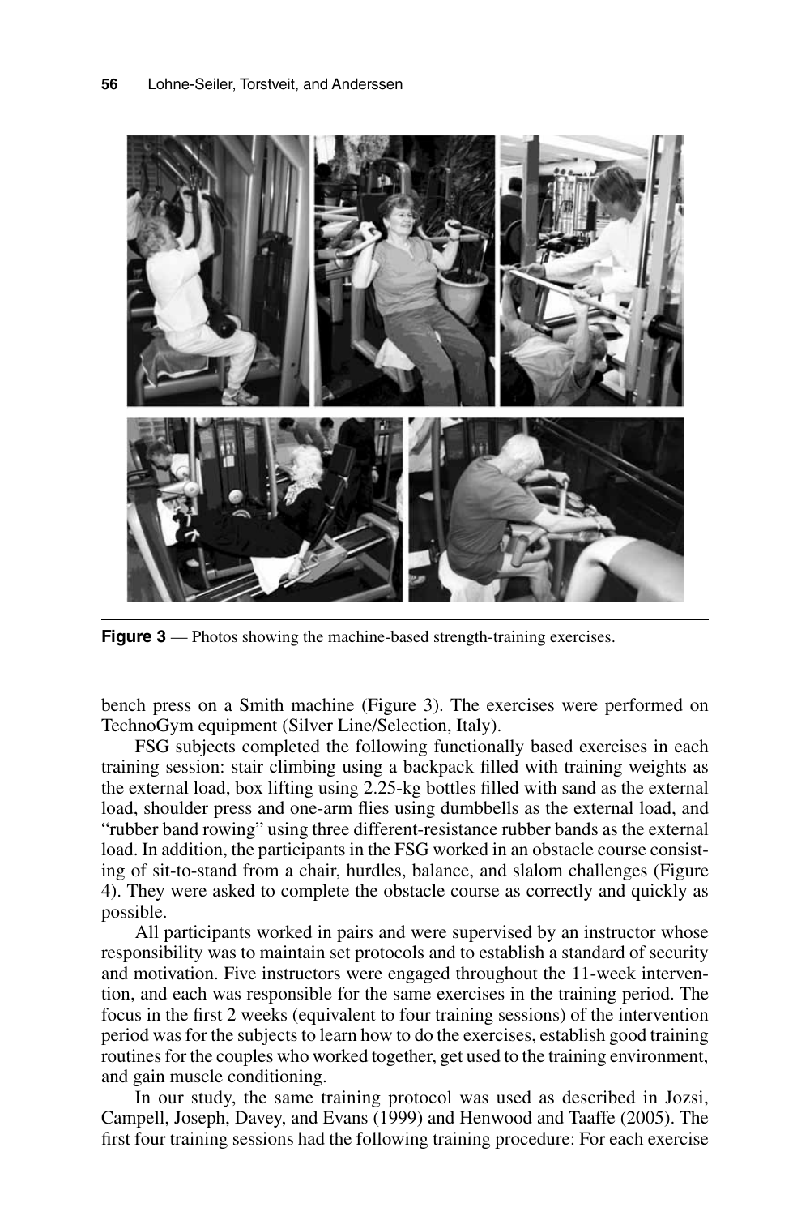**Figure 3** — Photos showing the machine-based strength-training exercises.

bench press on a Smith machine (Figure 3). The exercises were performed on TechnoGym equipment (Silver Line/Selection, Italy).

FSG subjects completed the following functionally based exercises in each training session: stair climbing using a backpack filled with training weights as the external load, box lifting using 2.25-kg bottles filled with sand as the external load, shoulder press and one-arm flies using dumbbells as the external load, and "rubber band rowing" using three different-resistance rubber bands as the external load. In addition, the participants in the FSG worked in an obstacle course consisting of sit-to-stand from a chair, hurdles, balance, and slalom challenges (Figure 4). They were asked to complete the obstacle course as correctly and quickly as possible.

All participants worked in pairs and were supervised by an instructor whose responsibility was to maintain set protocols and to establish a standard of security and motivation. Five instructors were engaged throughout the 11-week intervention, and each was responsible for the same exercises in the training period. The focus in the first 2 weeks (equivalent to four training sessions) of the intervention period was for the subjects to learn how to do the exercises, establish good training routines for the couples who worked together, get used to the training environment, and gain muscle conditioning.

In our study, the same training protocol was used as described in Jozsi, Campell, Joseph, Davey, and Evans (1999) and Henwood and Taaffe (2005). The first four training sessions had the following training procedure: For each exercise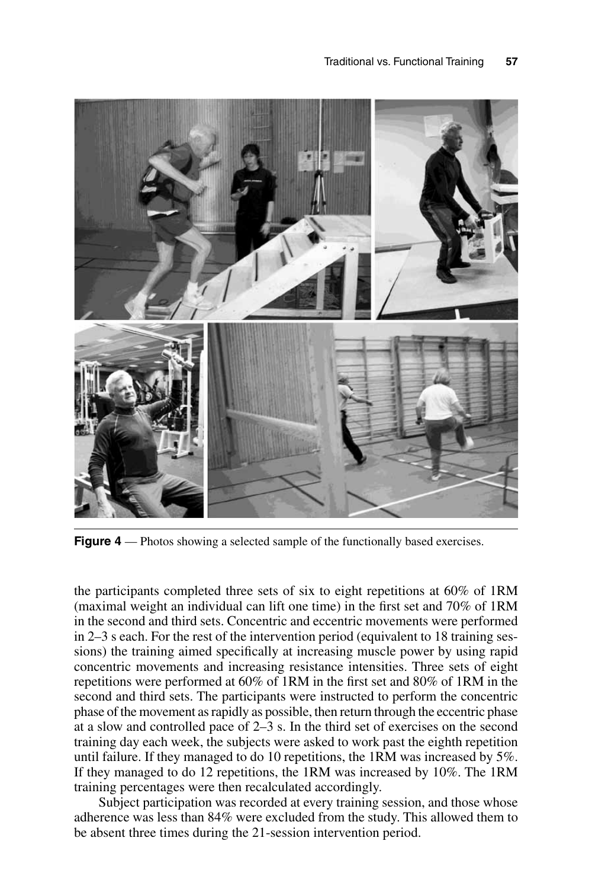**Figure 4** — Photos showing a selected sample of the functionally based exercises.

the participants completed three sets of six to eight repetitions at 60% of 1RM (maximal weight an individual can lift one time) in the first set and 70% of 1RM in the second and third sets. Concentric and eccentric movements were performed in 2–3 s each. For the rest of the intervention period (equivalent to 18 training sessions) the training aimed specifically at increasing muscle power by using rapid concentric movements and increasing resistance intensities. Three sets of eight repetitions were performed at 60% of 1RM in the first set and 80% of 1RM in the second and third sets. The participants were instructed to perform the concentric phase of the movement as rapidly as possible, then return through the eccentric phase at a slow and controlled pace of 2–3 s. In the third set of exercises on the second training day each week, the subjects were asked to work past the eighth repetition until failure. If they managed to do 10 repetitions, the 1RM was increased by 5%. If they managed to do 12 repetitions, the 1RM was increased by 10%. The 1RM training percentages were then recalculated accordingly.

Subject participation was recorded at every training session, and those whose adherence was less than 84% were excluded from the study. This allowed them to be absent three times during the 21-session intervention period.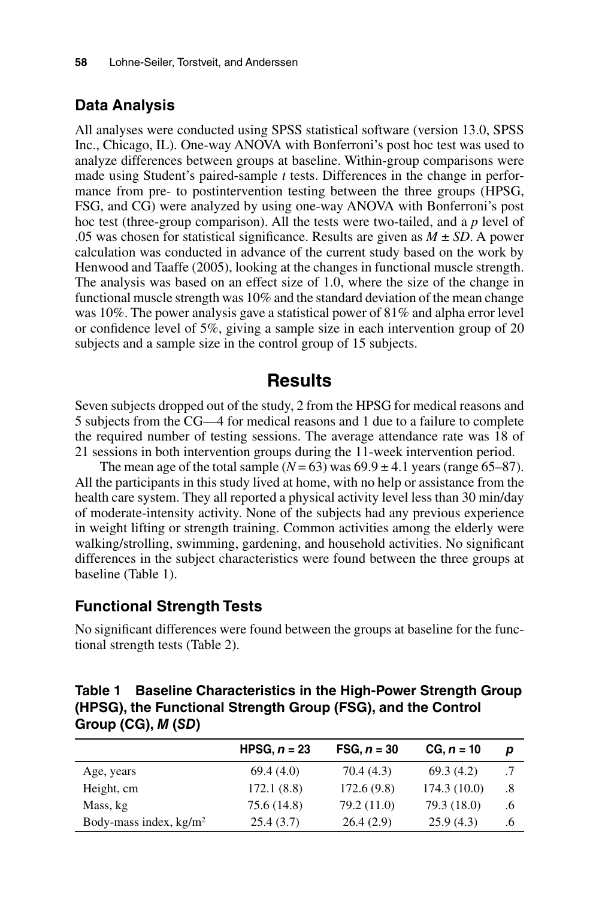## Data Analysis

All analyses were conducted using SPSS statistical software (version 13.0, SPSS Inc., Chicago, IL). One-way ANOVA with Bonferroni's post hoc test was used to analyze differences between groups at baseline. Within-group comparisons were made using Student's paired-sample *t* tests. Differences in the change in performance from pre- to postintervention testing between the three groups (HPSG, FSG, and CG) were analyzed by using one-way ANOVA with Bonferroni's post hoc test (three-group comparison). All the tests were two-tailed, and a *p* level of .05 was chosen for statistical significance. Results are given as $M \pm SD$. A power calculation was conducted in advance of the current study based on the work by Henwood and Taaffe (2005), looking at the changes in functional muscle strength. The analysis was based on an effect size of 1.0, where the size of the change in functional muscle strength was 10% and the standard deviation of the mean change was 10%. The power analysis gave a statistical power of 81% and alpha error level or confidence level of 5%, giving a sample size in each intervention group of 20 subjects and a sample size in the control group of 15 subjects.

# Results

Seven subjects dropped out of the study, 2 from the HPSG for medical reasons and 5 subjects from the CG—4 for medical reasons and 1 due to a failure to complete the required number of testing sessions. The average attendance rate was 18 of 21 sessions in both intervention groups during the 11-week intervention period.

The mean age of the total sample ($N = 63$) was $69.9 \pm 4.1$ years (range 65–87). All the participants in this study lived at home, with no help or assistance from the health care system. They all reported a physical activity level less than 30 min/day of moderate-intensity activity. None of the subjects had any previous experience in weight lifting or strength training. Common activities among the elderly were walking/strolling, swimming, gardening, and household activities. No significant differences in the subject characteristics were found between the three groups at baseline (Table 1).

## Functional Strength Tests

No significant differences were found between the groups at baseline for the functional strength tests (Table 2).

**Table 1 Baseline Characteristics in the High-Power Strength Group (HPSG), the Functional Strength Group (FSG), and the Control Group (CG), *M* (*SD*)**

| | HPSG, $n = 23$ | FSG, $n = 30$ | CG, $n = 10$ | *p* |
|---|---|---|---|---|
| Age, years | 69.4 (4.0) | 70.4 (4.3) | 69.3 (4.2) | .7 |
| Height, cm | 172.1 (8.8) | 172.6 (9.8) | 174.3 (10.0) | .8 |
| Mass, kg | 75.6 (14.8) | 79.2 (11.0) | 79.3 (18.0) | .6 |
| Body-mass index, $kg/m^2$ | 25.4 (3.7) | 26.4 (2.9) | 25.9 (4.3) | .6 |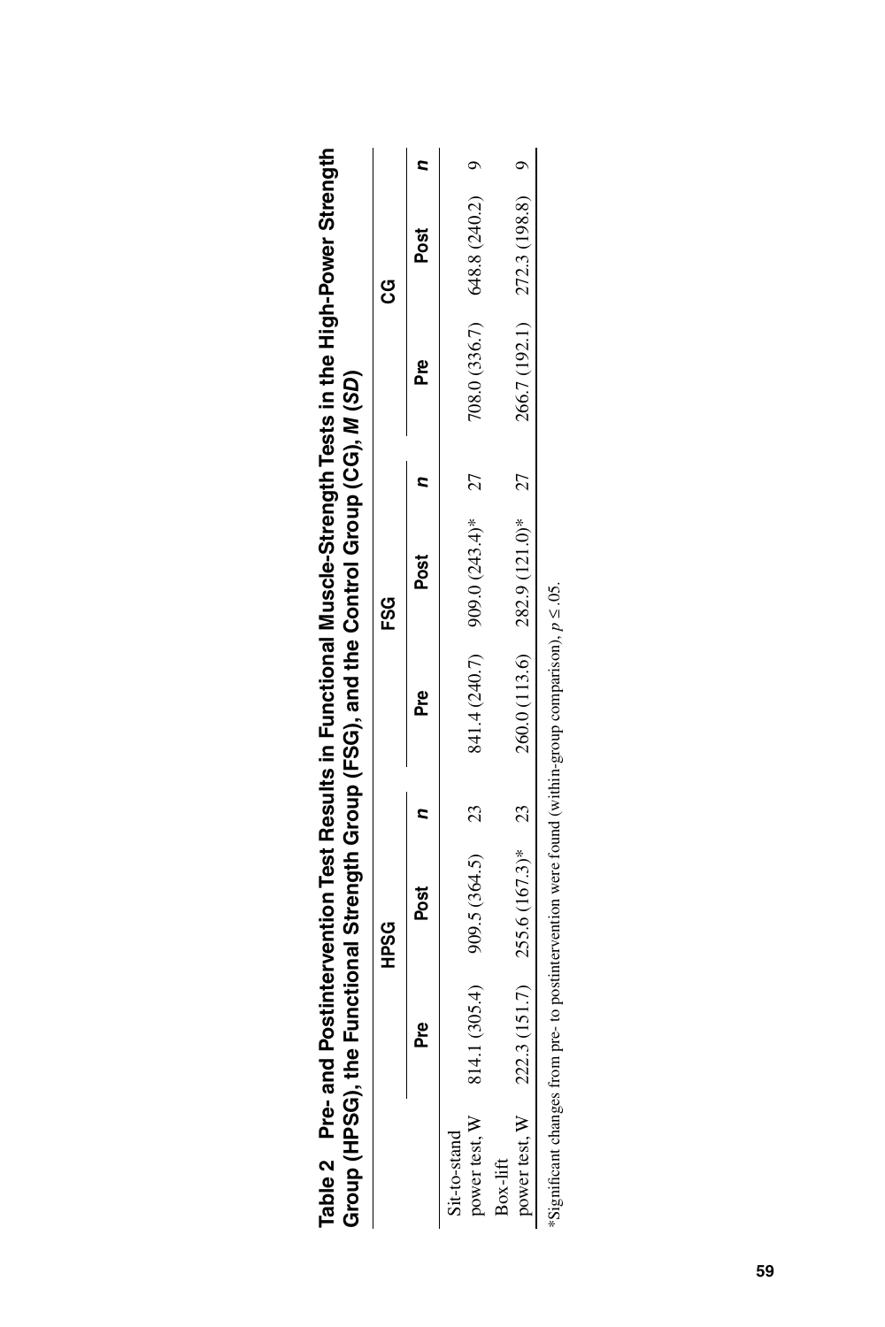**Table 2 Pre- and Postintervention Test Results in Functional Muscle-Strength Tests in the High-Power Strength Group (HPSG), the Functional Strength Group (FSG), and the Control Group (CG), *M (SD)***

| | HPSG | | | FSG | | | CG | | |
|---|---|---|---|---|---|---|---|---|---|
| | Pre | Post | *n* | Pre | Post | *n* | Pre | Post | *n* |
| Sit-to-stand power test, W | 814.1 (305.4) | 909.5 (364.5) | 23 | 841.4 (240.7) | 909.0 (243.4)* | 27 | 708.0 (336.7) | 648.8 (240.2) | 9 |
| Box-lift power test, W | 222.3 (151.7) | 255.6 (167.3)* | 23 | 260.0 (113.6) | 282.9 (121.0)* | 27 | 266.7 (192.1) | 272.3 (198.8) | 9 |

*Significant changes from pre- to postintervention were found (within-group comparison), $p \leq .05$.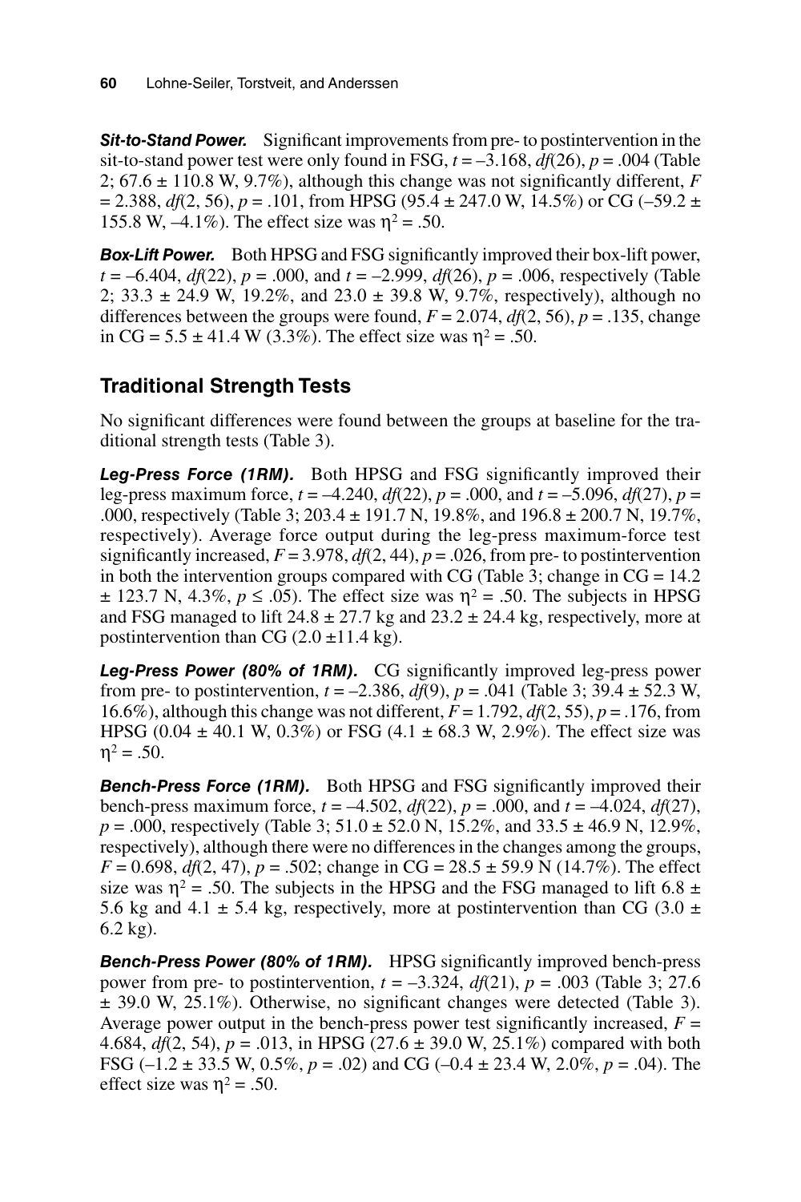***Sit-to-Stand Power.*** Significant improvements from pre- to postintervention in the sit-to-stand power test were only found in FSG, $t = -3.168$, $df(26)$, $p = .004$ (Table 2; 67.6 ± 110.8 W, 9.7%), although this change was not significantly different, $F = 2.388$, $df(2, 56)$, $p = .101$, from HPSG (95.4 ± 247.0 W, 14.5%) or CG (–59.2 ± 155.8 W, –4.1%). The effect size was $\eta^2 = .50$.

***Box-Lift Power.*** Both HPSG and FSG significantly improved their box-lift power, $t = -6.404$, $df(22)$, $p = .000$, and $t = -2.999$, $df(26)$, $p = .006$, respectively (Table 2; 33.3 ± 24.9 W, 19.2%, and 23.0 ± 39.8 W, 9.7%, respectively), although no differences between the groups were found, $F = 2.074$, $df(2, 56)$, $p = .135$, change in CG = 5.5 ± 41.4 W (3.3%). The effect size was $\eta^2 = .50$.

## Traditional Strength Tests

No significant differences were found between the groups at baseline for the traditional strength tests (Table 3).

***Leg-Press Force (1RM).*** Both HPSG and FSG significantly improved their leg-press maximum force, $t = -4.240$, $df(22)$, $p = .000$, and $t = -5.096$, $df(27)$, $p = .000$, respectively (Table 3; 203.4 ± 191.7 N, 19.8%, and 196.8 ± 200.7 N, 19.7%, respectively). Average force output during the leg-press maximum-force test significantly increased, $F = 3.978$, $df(2, 44)$, $p = .026$, from pre- to postintervention in both the intervention groups compared with CG (Table 3; change in CG = 14.2 ± 123.7 N, 4.3%, $p \leq .05$). The effect size was $\eta^2 = .50$. The subjects in HPSG and FSG managed to lift 24.8 ± 27.7 kg and 23.2 ± 24.4 kg, respectively, more at postintervention than CG (2.0 ±11.4 kg).

***Leg-Press Power (80% of 1RM).*** CG significantly improved leg-press power from pre- to postintervention, $t = -2.386$, $df(9)$, $p = .041$ (Table 3; 39.4 ± 52.3 W, 16.6%), although this change was not different, $F = 1.792$, $df(2, 55)$, $p = .176$, from HPSG (0.04 ± 40.1 W, 0.3%) or FSG (4.1 ± 68.3 W, 2.9%). The effect size was $\eta^2 = .50$.

***Bench-Press Force (1RM).*** Both HPSG and FSG significantly improved their bench-press maximum force, $t = -4.502$, $df(22)$, $p = .000$, and $t = -4.024$, $df(27)$, $p = .000$, respectively (Table 3; 51.0 ± 52.0 N, 15.2%, and 33.5 ± 46.9 N, 12.9%, respectively), although there were no differences in the changes among the groups, $F = 0.698$, $df(2, 47)$, $p = .502$; change in CG = 28.5 ± 59.9 N (14.7%). The effect size was $\eta^2 = .50$. The subjects in the HPSG and the FSG managed to lift 6.8 ± 5.6 kg and 4.1 ± 5.4 kg, respectively, more at postintervention than CG (3.0 ± 6.2 kg).

***Bench-Press Power (80% of 1RM).*** HPSG significantly improved bench-press power from pre- to postintervention, $t = -3.324$, $df(21)$, $p = .003$ (Table 3; 27.6 ± 39.0 W, 25.1%). Otherwise, no significant changes were detected (Table 3). Average power output in the bench-press power test significantly increased, $F = 4.684$, $df(2, 54)$, $p = .013$, in HPSG (27.6 ± 39.0 W, 25.1%) compared with both FSG (–1.2 ± 33.5 W, 0.5%, $p = .02$) and CG (–0.4 ± 23.4 W, 2.0%, $p = .04$). The effect size was $\eta^2 = .50$.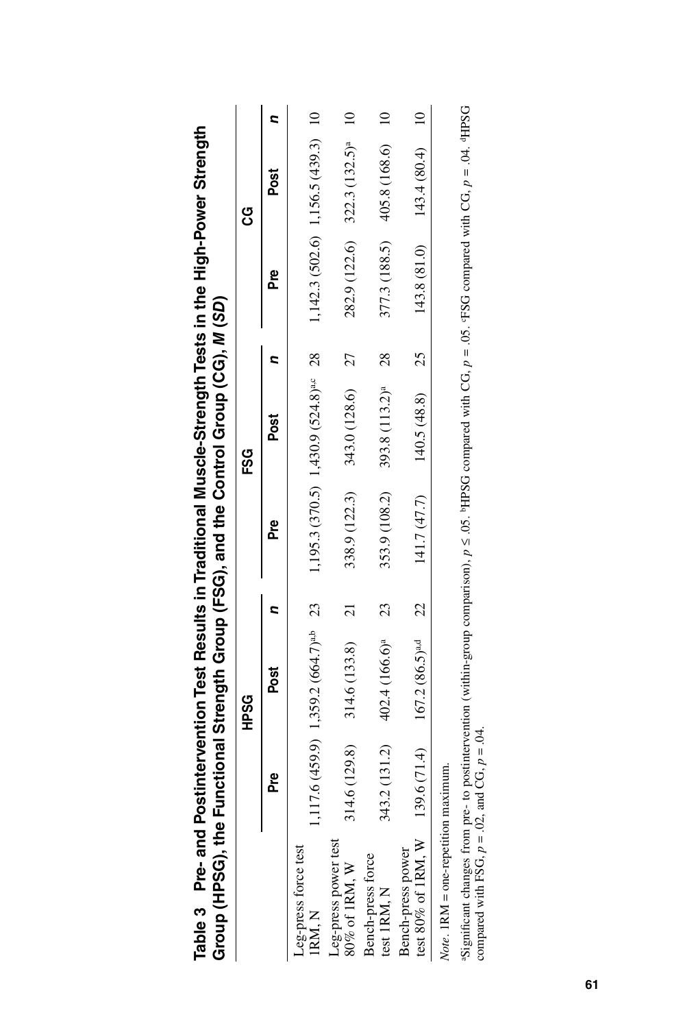**Table 3 Pre- and Postintervention Test Results in Traditional Muscle-Strength Tests in the High-Power Strength Group (HPSG), the Functional Strength Group (FSG), and the Control Group (CG), *M* (*SD*)**

| | HPSG | | | FSG | | | CG | | |
|---|---|---|---|---|---|---|---|---|---|
| | Pre | Post | *n* | Pre | Post | *n* | Pre | Post | *n* |
| Leg-press force test 1RM, N | 1,117.6 (459.9) | 1,359.2 (664.7)[a,b] | 23 | 1,195.3 (370.5) | 1,430.9 (524.8)[a,c] | 28 | 1,142.3 (502.6) | 1,156.5 (439.3) | 10 |
| Leg-press power test 80% of 1RM, W | 314.6 (129.8) | 314.6 (133.8) | 21 | 338.9 (122.3) | 343.0 (128.6) | 27 | 282.9 (122.6) | 322.3 (132.5)[a] | 10 |
| Bench-press force test 1RM, N | 343.2 (131.2) | 402.4 (166.6)[a] | 23 | 353.9 (108.2) | 393.8 (113.2)[a] | 28 | 377.3 (188.5) | 405.8 (168.6) | 10 |
| Bench-press power test 80% of 1RM, W | 139.6 (71.4) | 167.2 (86.5)[a,d] | 22 | 141.7 (47.7) | 140.5 (48.8) | 25 | 143.8 (81.0) | 143.4 (80.4) | 10 |

*Note*. 1RM = one-repetition maximum.

[a]Significant changes from pre- to postintervention (within-group comparison), $p \leq .05$. [b]HPSG compared with CG, $p = .05$. [c]FSG compared with CG, $p = .04$. [d]HPSG compared with FSG, $p = .02$, and CG, $p = .04$.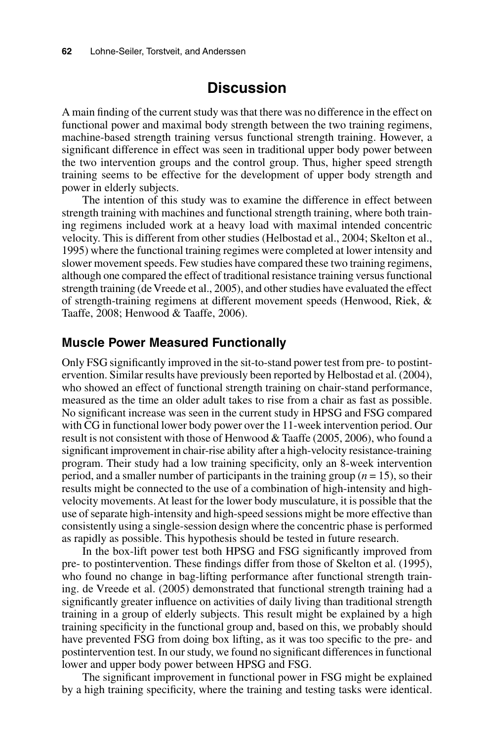# Discussion

A main finding of the current study was that there was no difference in the effect on functional power and maximal body strength between the two training regimens, machine-based strength training versus functional strength training. However, a significant difference in effect was seen in traditional upper body power between the two intervention groups and the control group. Thus, higher speed strength training seems to be effective for the development of upper body strength and power in elderly subjects.

The intention of this study was to examine the difference in effect between strength training with machines and functional strength training, where both training regimens included work at a heavy load with maximal intended concentric velocity. This is different from other studies (Helbostad et al., 2004; Skelton et al., 1995) where the functional training regimes were completed at lower intensity and slower movement speeds. Few studies have compared these two training regimens, although one compared the effect of traditional resistance training versus functional strength training (de Vreede et al., 2005), and other studies have evaluated the effect of strength-training regimens at different movement speeds (Henwood, Riek, & Taaffe, 2008; Henwood & Taaffe, 2006).

## Muscle Power Measured Functionally

Only FSG significantly improved in the sit-to-stand power test from pre- to postintervention. Similar results have previously been reported by Helbostad et al. (2004), who showed an effect of functional strength training on chair-stand performance, measured as the time an older adult takes to rise from a chair as fast as possible. No significant increase was seen in the current study in HPSG and FSG compared with CG in functional lower body power over the 11-week intervention period. Our result is not consistent with those of Henwood & Taaffe (2005, 2006), who found a significant improvement in chair-rise ability after a high-velocity resistance-training program. Their study had a low training specificity, only an 8-week intervention period, and a smaller number of participants in the training group ($n = 15$), so their results might be connected to the use of a combination of high-intensity and high-velocity movements. At least for the lower body musculature, it is possible that the use of separate high-intensity and high-speed sessions might be more effective than consistently using a single-session design where the concentric phase is performed as rapidly as possible. This hypothesis should be tested in future research.

In the box-lift power test both HPSG and FSG significantly improved from pre- to postintervention. These findings differ from those of Skelton et al. (1995), who found no change in bag-lifting performance after functional strength training. de Vreede et al. (2005) demonstrated that functional strength training had a significantly greater influence on activities of daily living than traditional strength training in a group of elderly subjects. This result might be explained by a high training specificity in the functional group and, based on this, we probably should have prevented FSG from doing box lifting, as it was too specific to the pre- and postintervention test. In our study, we found no significant differences in functional lower and upper body power between HPSG and FSG.

The significant improvement in functional power in FSG might be explained by a high training specificity, where the training and testing tasks were identical.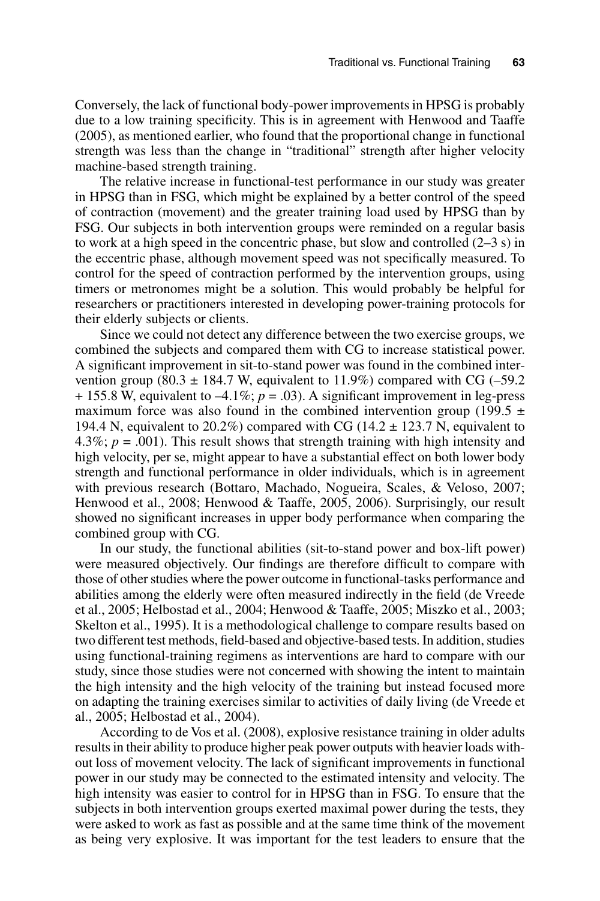Conversely, the lack of functional body-power improvements in HPSG is probably due to a low training specificity. This is in agreement with Henwood and Taaffe (2005), as mentioned earlier, who found that the proportional change in functional strength was less than the change in "traditional" strength after higher velocity machine-based strength training.

The relative increase in functional-test performance in our study was greater in HPSG than in FSG, which might be explained by a better control of the speed of contraction (movement) and the greater training load used by HPSG than by FSG. Our subjects in both intervention groups were reminded on a regular basis to work at a high speed in the concentric phase, but slow and controlled (2–3 s) in the eccentric phase, although movement speed was not specifically measured. To control for the speed of contraction performed by the intervention groups, using timers or metronomes might be a solution. This would probably be helpful for researchers or practitioners interested in developing power-training protocols for their elderly subjects or clients.

Since we could not detect any difference between the two exercise groups, we combined the subjects and compared them with CG to increase statistical power. A significant improvement in sit-to-stand power was found in the combined intervention group (80.3 ± 184.7 W, equivalent to 11.9%) compared with CG (–59.2 + 155.8 W, equivalent to –4.1%; $p = .03$). A significant improvement in leg-press maximum force was also found in the combined intervention group (199.5 ± 194.4 N, equivalent to 20.2%) compared with CG (14.2 ± 123.7 N, equivalent to 4.3%; $p = .001$). This result shows that strength training with high intensity and high velocity, per se, might appear to have a substantial effect on both lower body strength and functional performance in older individuals, which is in agreement with previous research (Bottaro, Machado, Nogueira, Scales, & Veloso, 2007; Henwood et al., 2008; Henwood & Taaffe, 2005, 2006). Surprisingly, our result showed no significant increases in upper body performance when comparing the combined group with CG.

In our study, the functional abilities (sit-to-stand power and box-lift power) were measured objectively. Our findings are therefore difficult to compare with those of other studies where the power outcome in functional-tasks performance and abilities among the elderly were often measured indirectly in the field (de Vreede et al., 2005; Helbostad et al., 2004; Henwood & Taaffe, 2005; Miszko et al., 2003; Skelton et al., 1995). It is a methodological challenge to compare results based on two different test methods, field-based and objective-based tests. In addition, studies using functional-training regimens as interventions are hard to compare with our study, since those studies were not concerned with showing the intent to maintain the high intensity and the high velocity of the training but instead focused more on adapting the training exercises similar to activities of daily living (de Vreede et al., 2005; Helbostad et al., 2004).

According to de Vos et al. (2008), explosive resistance training in older adults results in their ability to produce higher peak power outputs with heavier loads without loss of movement velocity. The lack of significant improvements in functional power in our study may be connected to the estimated intensity and velocity. The high intensity was easier to control for in HPSG than in FSG. To ensure that the subjects in both intervention groups exerted maximal power during the tests, they were asked to work as fast as possible and at the same time think of the movement as being very explosive. It was important for the test leaders to ensure that the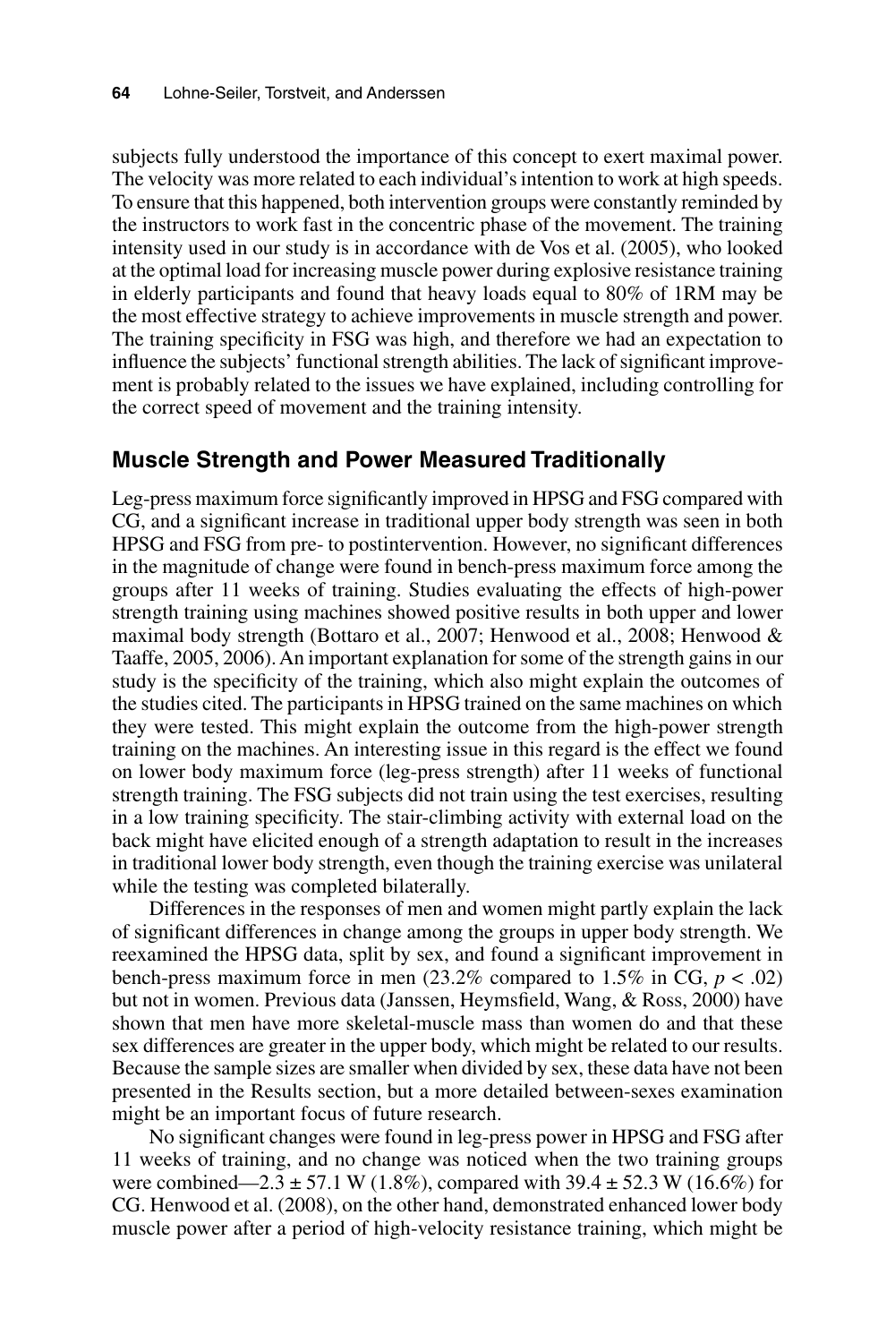subjects fully understood the importance of this concept to exert maximal power. The velocity was more related to each individual's intention to work at high speeds. To ensure that this happened, both intervention groups were constantly reminded by the instructors to work fast in the concentric phase of the movement. The training intensity used in our study is in accordance with de Vos et al. (2005), who looked at the optimal load for increasing muscle power during explosive resistance training in elderly participants and found that heavy loads equal to 80% of 1RM may be the most effective strategy to achieve improvements in muscle strength and power. The training specificity in FSG was high, and therefore we had an expectation to influence the subjects' functional strength abilities. The lack of significant improvement is probably related to the issues we have explained, including controlling for the correct speed of movement and the training intensity.

## Muscle Strength and Power Measured Traditionally

Leg-press maximum force significantly improved in HPSG and FSG compared with CG, and a significant increase in traditional upper body strength was seen in both HPSG and FSG from pre- to postintervention. However, no significant differences in the magnitude of change were found in bench-press maximum force among the groups after 11 weeks of training. Studies evaluating the effects of high-power strength training using machines showed positive results in both upper and lower maximal body strength (Bottaro et al., 2007; Henwood et al., 2008; Henwood & Taaffe, 2005, 2006). An important explanation for some of the strength gains in our study is the specificity of the training, which also might explain the outcomes of the studies cited. The participants in HPSG trained on the same machines on which they were tested. This might explain the outcome from the high-power strength training on the machines. An interesting issue in this regard is the effect we found on lower body maximum force (leg-press strength) after 11 weeks of functional strength training. The FSG subjects did not train using the test exercises, resulting in a low training specificity. The stair-climbing activity with external load on the back might have elicited enough of a strength adaptation to result in the increases in traditional lower body strength, even though the training exercise was unilateral while the testing was completed bilaterally.

Differences in the responses of men and women might partly explain the lack of significant differences in change among the groups in upper body strength. We reexamined the HPSG data, split by sex, and found a significant improvement in bench-press maximum force in men (23.2% compared to 1.5% in CG, $p < .02$) but not in women. Previous data (Janssen, Heymsfield, Wang, & Ross, 2000) have shown that men have more skeletal-muscle mass than women do and that these sex differences are greater in the upper body, which might be related to our results. Because the sample sizes are smaller when divided by sex, these data have not been presented in the Results section, but a more detailed between-sexes examination might be an important focus of future research.

No significant changes were found in leg-press power in HPSG and FSG after 11 weeks of training, and no change was noticed when the two training groups were combined—2.3 ± 57.1 W (1.8%), compared with 39.4 ± 52.3 W (16.6%) for CG. Henwood et al. (2008), on the other hand, demonstrated enhanced lower body muscle power after a period of high-velocity resistance training, which might be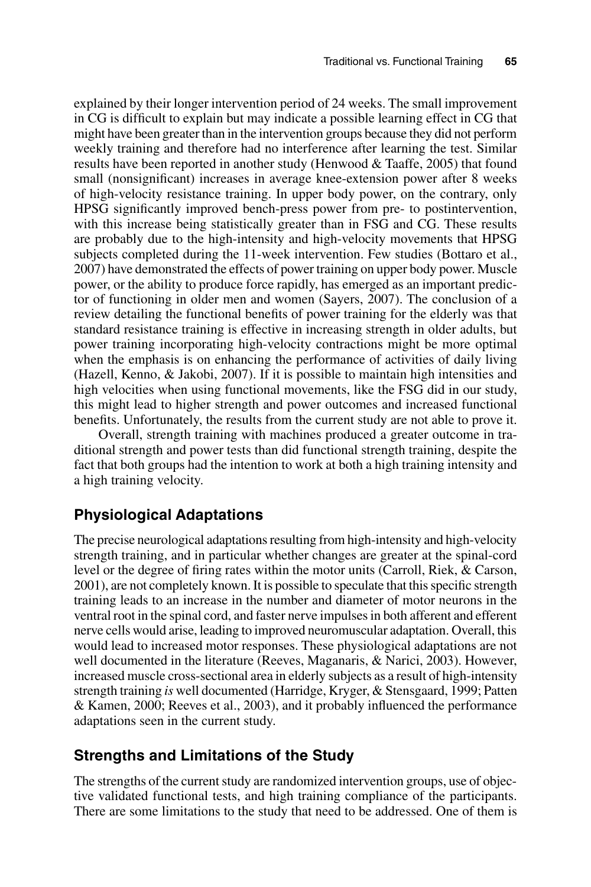explained by their longer intervention period of 24 weeks. The small improvement in CG is difficult to explain but may indicate a possible learning effect in CG that might have been greater than in the intervention groups because they did not perform weekly training and therefore had no interference after learning the test. Similar results have been reported in another study (Henwood & Taaffe, 2005) that found small (nonsignificant) increases in average knee-extension power after 8 weeks of high-velocity resistance training. In upper body power, on the contrary, only HPSG significantly improved bench-press power from pre- to postintervention, with this increase being statistically greater than in FSG and CG. These results are probably due to the high-intensity and high-velocity movements that HPSG subjects completed during the 11-week intervention. Few studies (Bottaro et al., 2007) have demonstrated the effects of power training on upper body power. Muscle power, or the ability to produce force rapidly, has emerged as an important predictor of functioning in older men and women (Sayers, 2007). The conclusion of a review detailing the functional benefits of power training for the elderly was that standard resistance training is effective in increasing strength in older adults, but power training incorporating high-velocity contractions might be more optimal when the emphasis is on enhancing the performance of activities of daily living (Hazell, Kenno, & Jakobi, 2007). If it is possible to maintain high intensities and high velocities when using functional movements, like the FSG did in our study, this might lead to higher strength and power outcomes and increased functional benefits. Unfortunately, the results from the current study are not able to prove it.

Overall, strength training with machines produced a greater outcome in traditional strength and power tests than did functional strength training, despite the fact that both groups had the intention to work at both a high training intensity and a high training velocity.

## Physiological Adaptations

The precise neurological adaptations resulting from high-intensity and high-velocity strength training, and in particular whether changes are greater at the spinal-cord level or the degree of firing rates within the motor units (Carroll, Riek, & Carson, 2001), are not completely known. It is possible to speculate that this specific strength training leads to an increase in the number and diameter of motor neurons in the ventral root in the spinal cord, and faster nerve impulses in both afferent and efferent nerve cells would arise, leading to improved neuromuscular adaptation. Overall, this would lead to increased motor responses. These physiological adaptations are not well documented in the literature (Reeves, Maganaris, & Narici, 2003). However, increased muscle cross-sectional area in elderly subjects as a result of high-intensity strength training *is* well documented (Harridge, Kryger, & Stensgaard, 1999; Patten & Kamen, 2000; Reeves et al., 2003), and it probably influenced the performance adaptations seen in the current study.

## Strengths and Limitations of the Study

The strengths of the current study are randomized intervention groups, use of objective validated functional tests, and high training compliance of the participants. There are some limitations to the study that need to be addressed. One of them is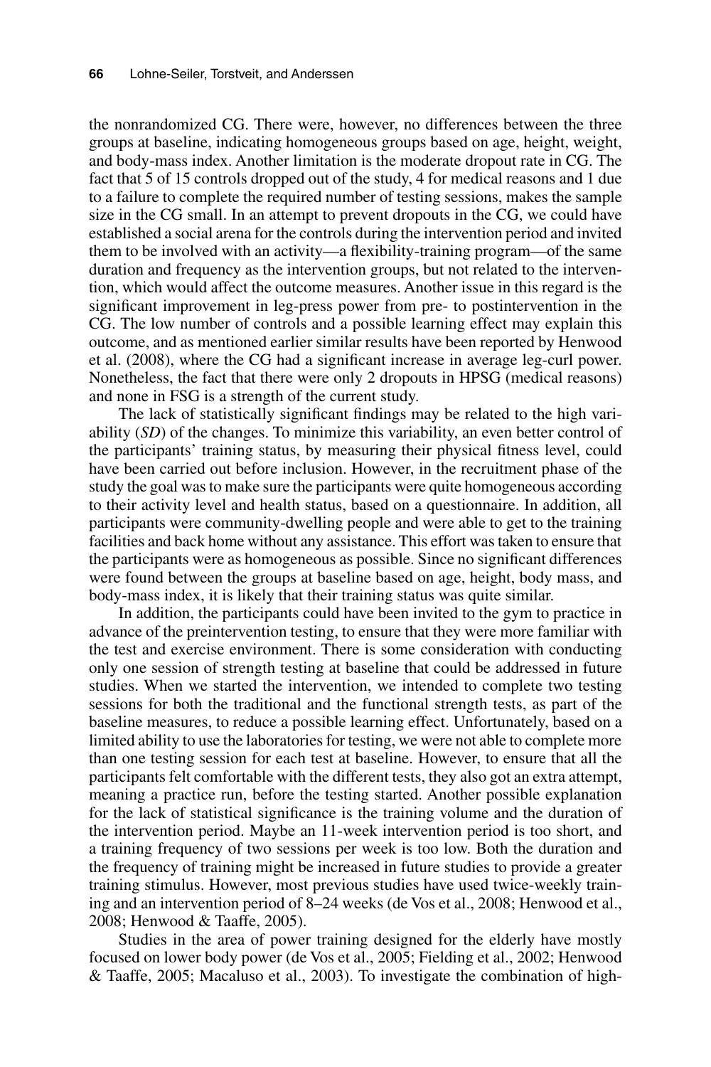the nonrandomized CG. There were, however, no differences between the three groups at baseline, indicating homogeneous groups based on age, height, weight, and body-mass index. Another limitation is the moderate dropout rate in CG. The fact that 5 of 15 controls dropped out of the study, 4 for medical reasons and 1 due to a failure to complete the required number of testing sessions, makes the sample size in the CG small. In an attempt to prevent dropouts in the CG, we could have established a social arena for the controls during the intervention period and invited them to be involved with an activity—a flexibility-training program—of the same duration and frequency as the intervention groups, but not related to the intervention, which would affect the outcome measures. Another issue in this regard is the significant improvement in leg-press power from pre- to postintervention in the CG. The low number of controls and a possible learning effect may explain this outcome, and as mentioned earlier similar results have been reported by Henwood et al. (2008), where the CG had a significant increase in average leg-curl power. Nonetheless, the fact that there were only 2 dropouts in HPSG (medical reasons) and none in FSG is a strength of the current study.

The lack of statistically significant findings may be related to the high variability (*SD*) of the changes. To minimize this variability, an even better control of the participants' training status, by measuring their physical fitness level, could have been carried out before inclusion. However, in the recruitment phase of the study the goal was to make sure the participants were quite homogeneous according to their activity level and health status, based on a questionnaire. In addition, all participants were community-dwelling people and were able to get to the training facilities and back home without any assistance. This effort was taken to ensure that the participants were as homogeneous as possible. Since no significant differences were found between the groups at baseline based on age, height, body mass, and body-mass index, it is likely that their training status was quite similar.

In addition, the participants could have been invited to the gym to practice in advance of the preintervention testing, to ensure that they were more familiar with the test and exercise environment. There is some consideration with conducting only one session of strength testing at baseline that could be addressed in future studies. When we started the intervention, we intended to complete two testing sessions for both the traditional and the functional strength tests, as part of the baseline measures, to reduce a possible learning effect. Unfortunately, based on a limited ability to use the laboratories for testing, we were not able to complete more than one testing session for each test at baseline. However, to ensure that all the participants felt comfortable with the different tests, they also got an extra attempt, meaning a practice run, before the testing started. Another possible explanation for the lack of statistical significance is the training volume and the duration of the intervention period. Maybe an 11-week intervention period is too short, and a training frequency of two sessions per week is too low. Both the duration and the frequency of training might be increased in future studies to provide a greater training stimulus. However, most previous studies have used twice-weekly training and an intervention period of 8–24 weeks (de Vos et al., 2008; Henwood et al., 2008; Henwood & Taaffe, 2005).

Studies in the area of power training designed for the elderly have mostly focused on lower body power (de Vos et al., 2005; Fielding et al., 2002; Henwood & Taaffe, 2005; Macaluso et al., 2003). To investigate the combination of high-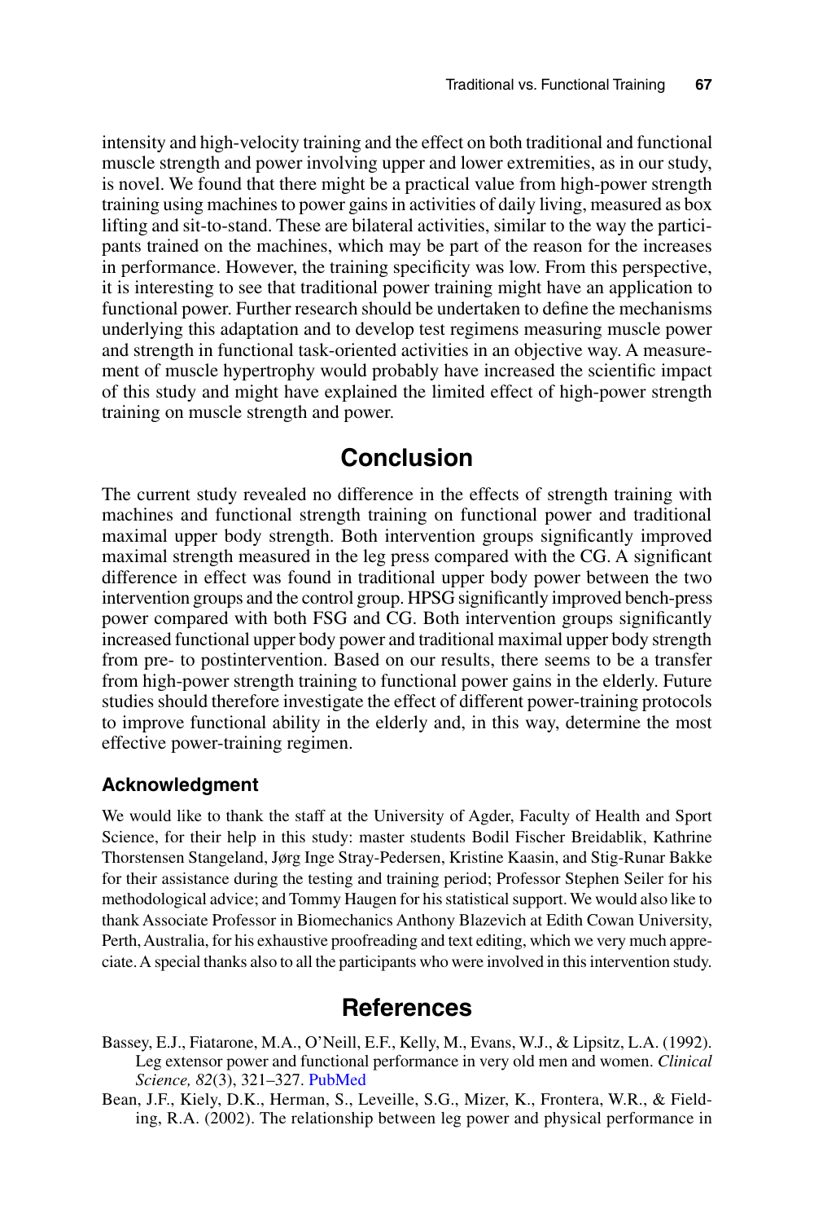intensity and high-velocity training and the effect on both traditional and functional muscle strength and power involving upper and lower extremities, as in our study, is novel. We found that there might be a practical value from high-power strength training using machines to power gains in activities of daily living, measured as box lifting and sit-to-stand. These are bilateral activities, similar to the way the participants trained on the machines, which may be part of the reason for the increases in performance. However, the training specificity was low. From this perspective, it is interesting to see that traditional power training might have an application to functional power. Further research should be undertaken to define the mechanisms underlying this adaptation and to develop test regimens measuring muscle power and strength in functional task-oriented activities in an objective way. A measurement of muscle hypertrophy would probably have increased the scientific impact of this study and might have explained the limited effect of high-power strength training on muscle strength and power.

## Conclusion

The current study revealed no difference in the effects of strength training with machines and functional strength training on functional power and traditional maximal upper body strength. Both intervention groups significantly improved maximal strength measured in the leg press compared with the CG. A significant difference in effect was found in traditional upper body power between the two intervention groups and the control group. HPSG significantly improved bench-press power compared with both FSG and CG. Both intervention groups significantly increased functional upper body power and traditional maximal upper body strength from pre- to postintervention. Based on our results, there seems to be a transfer from high-power strength training to functional power gains in the elderly. Future studies should therefore investigate the effect of different power-training protocols to improve functional ability in the elderly and, in this way, determine the most effective power-training regimen.

### Acknowledgment

We would like to thank the staff at the University of Agder, Faculty of Health and Sport Science, for their help in this study: master students Bodil Fischer Breidablik, Kathrine Thorstensen Stangeland, Jørg Inge Stray-Pedersen, Kristine Kaasin, and Stig-Runar Bakke for their assistance during the testing and training period; Professor Stephen Seiler for his methodological advice; and Tommy Haugen for his statistical support. We would also like to thank Associate Professor in Biomechanics Anthony Blazevich at Edith Cowan University, Perth, Australia, for his exhaustive proofreading and text editing, which we very much appreciate. A special thanks also to all the participants who were involved in this intervention study.

## References

Bassey, E.J., Fiatarone, M.A., O'Neill, E.F., Kelly, M., Evans, W.J., & Lipsitz, L.A. (1992). Leg extensor power and functional performance in very old men and women. *Clinical Science, 82*(3), 321–327. PubMed

Bean, J.F., Kiely, D.K., Herman, S., Leveille, S.G., Mizer, K., Frontera, W.R., & Fielding, R.A. (2002). The relationship between leg power and physical performance in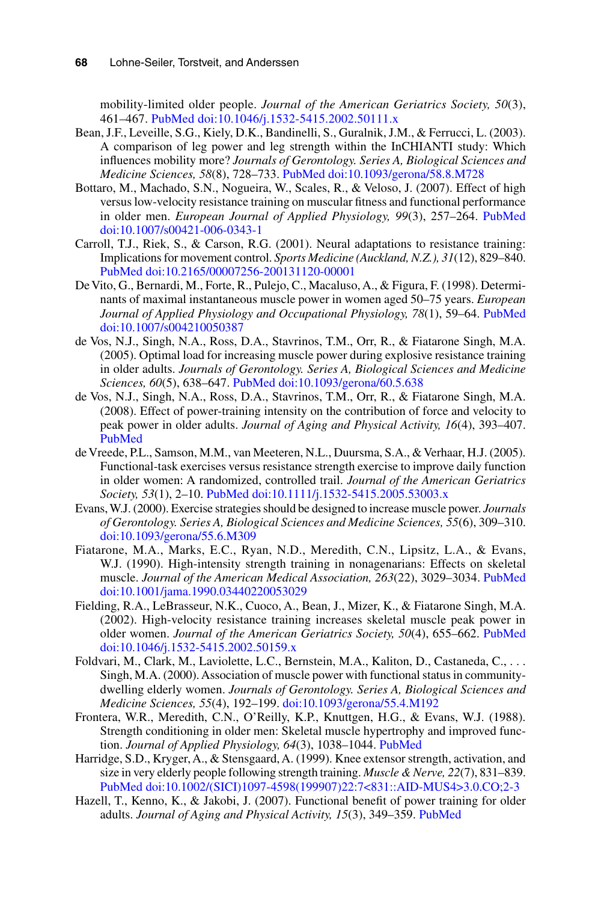mobility-limited older people. *Journal of the American Geriatrics Society, 50*(3), 461–467. PubMed doi:10.1046/j.1532-5415.2002.50111.x

Bean, J.F., Leveille, S.G., Kiely, D.K., Bandinelli, S., Guralnik, J.M., & Ferrucci, L. (2003). A comparison of leg power and leg strength within the InCHIANTI study: Which influences mobility more? *Journals of Gerontology. Series A, Biological Sciences and Medicine Sciences, 58*(8), 728–733. PubMed doi:10.1093/gerona/58.8.M728

Bottaro, M., Machado, S.N., Nogueira, W., Scales, R., & Veloso, J. (2007). Effect of high versus low-velocity resistance training on muscular fitness and functional performance in older men. *European Journal of Applied Physiology, 99*(3), 257–264. PubMed doi:10.1007/s00421-006-0343-1

Carroll, T.J., Riek, S., & Carson, R.G. (2001). Neural adaptations to resistance training: Implications for movement control. *Sports Medicine (Auckland, N.Z.), 31*(12), 829–840. PubMed doi:10.2165/00007256-200131120-00001

De Vito, G., Bernardi, M., Forte, R., Pulejo, C., Macaluso, A., & Figura, F. (1998). Determinants of maximal instantaneous muscle power in women aged 50–75 years. *European Journal of Applied Physiology and Occupational Physiology, 78*(1), 59–64. PubMed doi:10.1007/s004210050387

de Vos, N.J., Singh, N.A., Ross, D.A., Stavrinos, T.M., Orr, R., & Fiatarone Singh, M.A. (2005). Optimal load for increasing muscle power during explosive resistance training in older adults. *Journals of Gerontology. Series A, Biological Sciences and Medicine Sciences, 60*(5), 638–647. PubMed doi:10.1093/gerona/60.5.638

de Vos, N.J., Singh, N.A., Ross, D.A., Stavrinos, T.M., Orr, R., & Fiatarone Singh, M.A. (2008). Effect of power-training intensity on the contribution of force and velocity to peak power in older adults. *Journal of Aging and Physical Activity, 16*(4), 393–407. PubMed

de Vreede, P.L., Samson, M.M., van Meeteren, N.L., Duursma, S.A., & Verhaar, H.J. (2005). Functional-task exercises versus resistance strength exercise to improve daily function in older women: A randomized, controlled trail. *Journal of the American Geriatrics Society, 53*(1), 2–10. PubMed doi:10.1111/j.1532-5415.2005.53003.x

Evans, W.J. (2000). Exercise strategies should be designed to increase muscle power. *Journals of Gerontology. Series A, Biological Sciences and Medicine Sciences, 55*(6), 309–310. doi:10.1093/gerona/55.6.M309

Fiatarone, M.A., Marks, E.C., Ryan, N.D., Meredith, C.N., Lipsitz, L.A., & Evans, W.J. (1990). High-intensity strength training in nonagenarians: Effects on skeletal muscle. *Journal of the American Medical Association, 263*(22), 3029–3034. PubMed doi:10.1001/jama.1990.03440220053029

Fielding, R.A., LeBrasseur, N.K., Cuoco, A., Bean, J., Mizer, K., & Fiatarone Singh, M.A. (2002). High-velocity resistance training increases skeletal muscle peak power in older women. *Journal of the American Geriatrics Society, 50*(4), 655–662. PubMed doi:10.1046/j.1532-5415.2002.50159.x

Foldvari, M., Clark, M., Laviolette, L.C., Bernstein, M.A., Kaliton, D., Castaneda, C., . . . Singh, M.A. (2000). Association of muscle power with functional status in community-dwelling elderly women. *Journals of Gerontology. Series A, Biological Sciences and Medicine Sciences, 55*(4), 192–199. doi:10.1093/gerona/55.4.M192

Frontera, W.R., Meredith, C.N., O'Reilly, K.P., Knuttgen, H.G., & Evans, W.J. (1988). Strength conditioning in older men: Skeletal muscle hypertrophy and improved function. *Journal of Applied Physiology, 64*(3), 1038–1044. PubMed

Harridge, S.D., Kryger, A., & Stensgaard, A. (1999). Knee extensor strength, activation, and size in very elderly people following strength training. *Muscle & Nerve, 22*(7), 831–839. PubMed doi:10.1002/(SICI)1097-4598(199907)22:7<831::AID-MUS4>3.0.CO;2-3

Hazell, T., Kenno, K., & Jakobi, J. (2007). Functional benefit of power training for older adults. *Journal of Aging and Physical Activity, 15*(3), 349–359. PubMed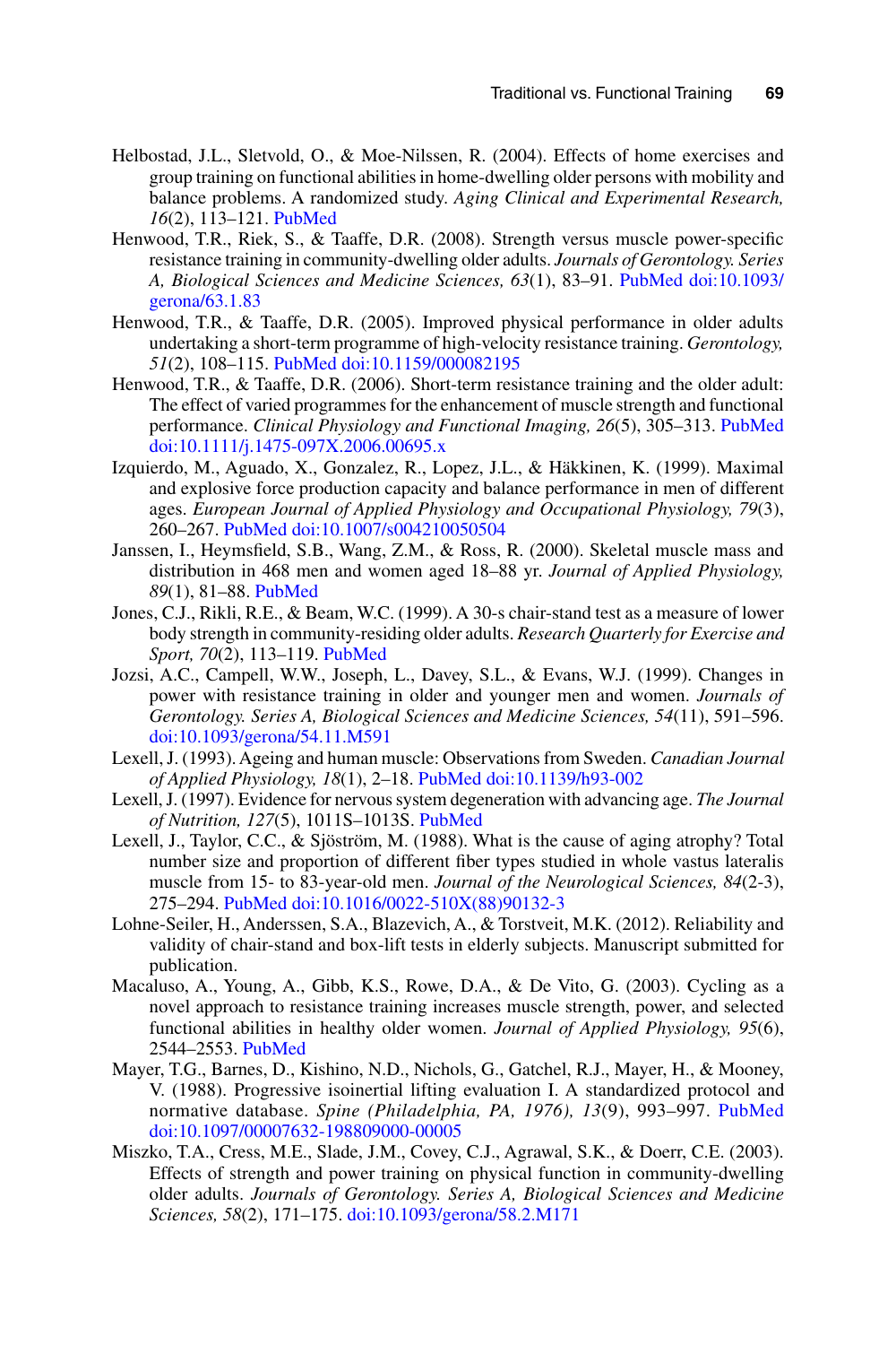Helbostad, J.L., Sletvold, O., & Moe-Nilssen, R. (2004). Effects of home exercises and group training on functional abilities in home-dwelling older persons with mobility and balance problems. A randomized study. *Aging Clinical and Experimental Research, 16*(2), 113–121. PubMed

Henwood, T.R., Riek, S., & Taaffe, D.R. (2008). Strength versus muscle power-specific resistance training in community-dwelling older adults. *Journals of Gerontology. Series A, Biological Sciences and Medicine Sciences, 63*(1), 83–91. PubMed doi:10.1093/gerona/63.1.83

Henwood, T.R., & Taaffe, D.R. (2005). Improved physical performance in older adults undertaking a short-term programme of high-velocity resistance training. *Gerontology, 51*(2), 108–115. PubMed doi:10.1159/000082195

Henwood, T.R., & Taaffe, D.R. (2006). Short-term resistance training and the older adult: The effect of varied programmes for the enhancement of muscle strength and functional performance. *Clinical Physiology and Functional Imaging, 26*(5), 305–313. PubMed doi:10.1111/j.1475-097X.2006.00695.x

Izquierdo, M., Aguado, X., Gonzalez, R., Lopez, J.L., & Häkkinen, K. (1999). Maximal and explosive force production capacity and balance performance in men of different ages. *European Journal of Applied Physiology and Occupational Physiology, 79*(3), 260–267. PubMed doi:10.1007/s004210050504

Janssen, I., Heymsfield, S.B., Wang, Z.M., & Ross, R. (2000). Skeletal muscle mass and distribution in 468 men and women aged 18–88 yr. *Journal of Applied Physiology, 89*(1), 81–88. PubMed

Jones, C.J., Rikli, R.E., & Beam, W.C. (1999). A 30-s chair-stand test as a measure of lower body strength in community-residing older adults. *Research Quarterly for Exercise and Sport, 70*(2), 113–119. PubMed

Jozsi, A.C., Campell, W.W., Joseph, L., Davey, S.L., & Evans, W.J. (1999). Changes in power with resistance training in older and younger men and women. *Journals of Gerontology. Series A, Biological Sciences and Medicine Sciences, 54*(11), 591–596. doi:10.1093/gerona/54.11.M591

Lexell, J. (1993). Ageing and human muscle: Observations from Sweden. *Canadian Journal of Applied Physiology, 18*(1), 2–18. PubMed doi:10.1139/h93-002

Lexell, J. (1997). Evidence for nervous system degeneration with advancing age. *The Journal of Nutrition, 127*(5), 1011S–1013S. PubMed

Lexell, J., Taylor, C.C., & Sjöström, M. (1988). What is the cause of aging atrophy? Total number size and proportion of different fiber types studied in whole vastus lateralis muscle from 15- to 83-year-old men. *Journal of the Neurological Sciences, 84*(2-3), 275–294. PubMed doi:10.1016/0022-510X(88)90132-3

Lohne-Seiler, H., Anderssen, S.A., Blazevich, A., & Torstveit, M.K. (2012). Reliability and validity of chair-stand and box-lift tests in elderly subjects. Manuscript submitted for publication.

Macaluso, A., Young, A., Gibb, K.S., Rowe, D.A., & De Vito, G. (2003). Cycling as a novel approach to resistance training increases muscle strength, power, and selected functional abilities in healthy older women. *Journal of Applied Physiology, 95*(6), 2544–2553. PubMed

Mayer, T.G., Barnes, D., Kishino, N.D., Nichols, G., Gatchel, R.J., Mayer, H., & Mooney, V. (1988). Progressive isoinertial lifting evaluation I. A standardized protocol and normative database. *Spine (Philadelphia, PA, 1976), 13*(9), 993–997. PubMed doi:10.1097/00007632-198809000-00005

Miszko, T.A., Cress, M.E., Slade, J.M., Covey, C.J., Agrawal, S.K., & Doerr, C.E. (2003). Effects of strength and power training on physical function in community-dwelling older adults. *Journals of Gerontology. Series A, Biological Sciences and Medicine Sciences, 58*(2), 171–175. doi:10.1093/gerona/58.2.M171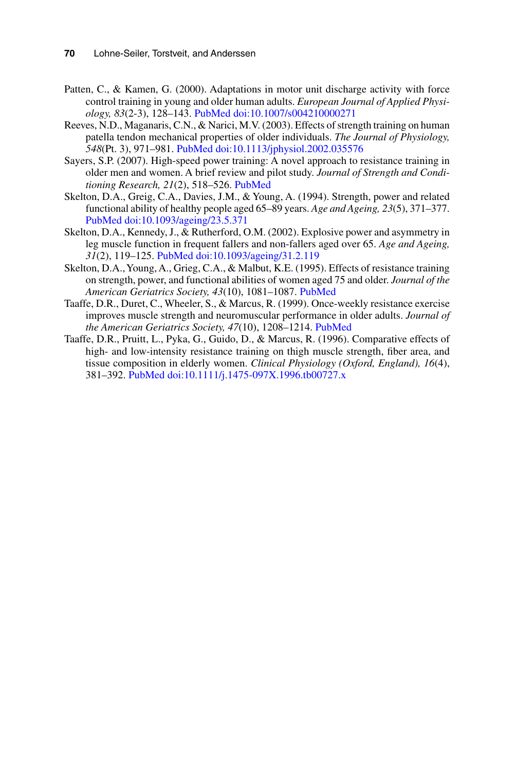Patten, C., & Kamen, G. (2000). Adaptations in motor unit discharge activity with force control training in young and older human adults. *European Journal of Applied Physiology, 83*(2-3), 128–143. PubMed doi:10.1007/s004210000271

Reeves, N.D., Maganaris, C.N., & Narici, M.V. (2003). Effects of strength training on human patella tendon mechanical properties of older individuals. *The Journal of Physiology, 548*(Pt. 3), 971–981. PubMed doi:10.1113/jphysiol.2002.035576

Sayers, S.P. (2007). High-speed power training: A novel approach to resistance training in older men and women. A brief review and pilot study. *Journal of Strength and Conditioning Research, 21*(2), 518–526. PubMed

Skelton, D.A., Greig, C.A., Davies, J.M., & Young, A. (1994). Strength, power and related functional ability of healthy people aged 65–89 years. *Age and Ageing, 23*(5), 371–377. PubMed doi:10.1093/ageing/23.5.371

Skelton, D.A., Kennedy, J., & Rutherford, O.M. (2002). Explosive power and asymmetry in leg muscle function in frequent fallers and non-fallers aged over 65. *Age and Ageing, 31*(2), 119–125. PubMed doi:10.1093/ageing/31.2.119

Skelton, D.A., Young, A., Grieg, C.A., & Malbut, K.E. (1995). Effects of resistance training on strength, power, and functional abilities of women aged 75 and older. *Journal of the American Geriatrics Society, 43*(10), 1081–1087. PubMed

Taaffe, D.R., Duret, C., Wheeler, S., & Marcus, R. (1999). Once-weekly resistance exercise improves muscle strength and neuromuscular performance in older adults. *Journal of the American Geriatrics Society, 47*(10), 1208–1214. PubMed

Taaffe, D.R., Pruitt, L., Pyka, G., Guido, D., & Marcus, R. (1996). Comparative effects of high- and low-intensity resistance training on thigh muscle strength, fiber area, and tissue composition in elderly women. *Clinical Physiology (Oxford, England), 16*(4), 381–392. PubMed doi:10.1111/j.1475-097X.1996.tb00727.x